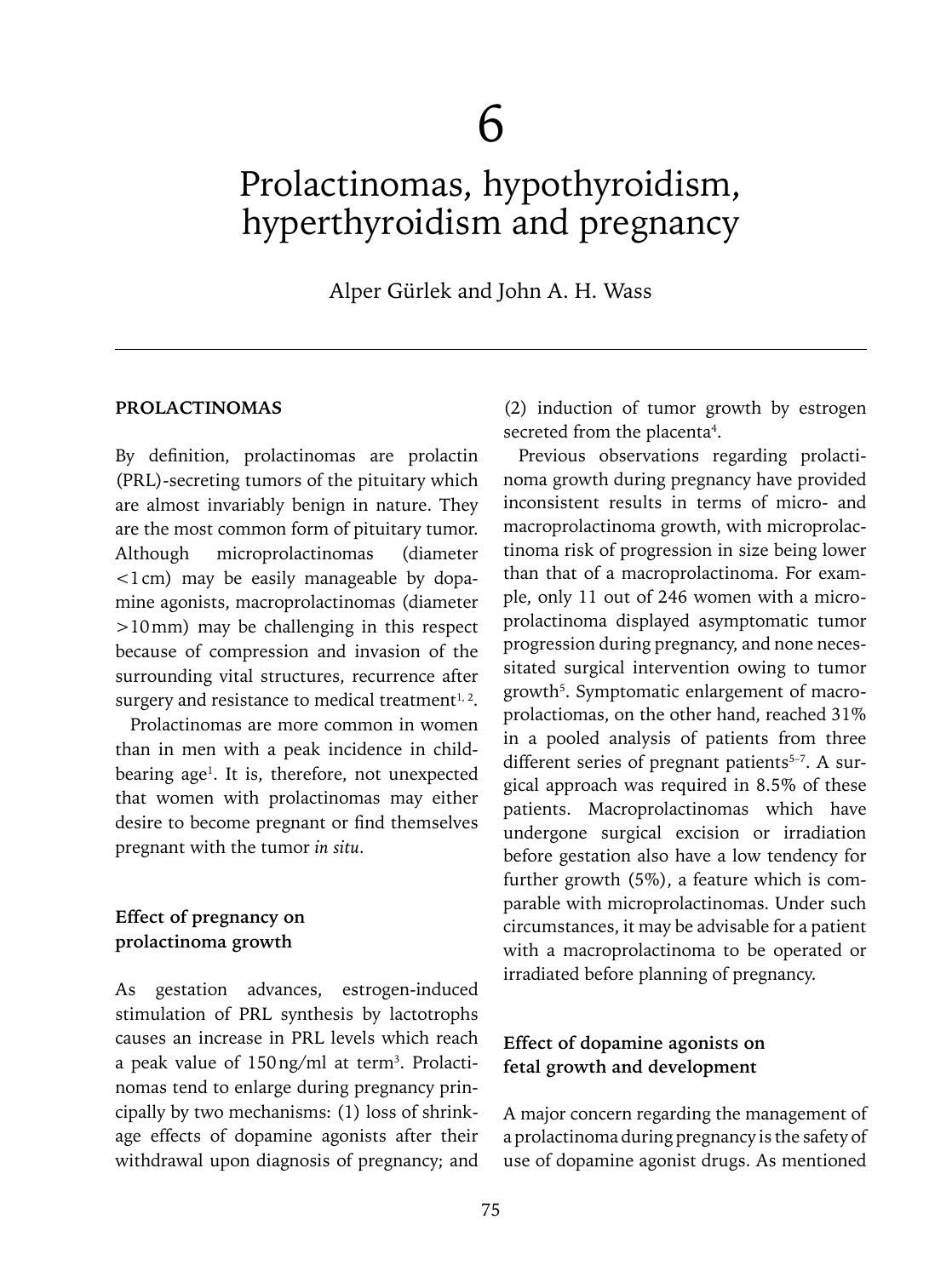# 6

# Prolactinomas, hypothyroidism, hyperthyroidism and pregnancy

Alper Gürlek and John A. H. Wass

## PROLACTINOMAS

By definition, prolactinomas are prolactin (PRL)-secreting tumors of the pituitary which are almost invariably benign in nature. They are the most common form of pituitary tumor. Although microprolactinomas (diameter <1 cm) may be easily manageable by dopamine agonists, macroprolactinomas (diameter >10 mm) may be challenging in this respect because of compression and invasion of the surrounding vital structures, recurrence after surgery and resistance to medical treatment[1, 2].

Prolactinomas are more common in women than in men with a peak incidence in childbearing age[1]. It is, therefore, not unexpected that women with prolactinomas may either desire to become pregnant or find themselves pregnant with the tumor *in situ*.

### Effect of pregnancy on prolactinoma growth

As gestation advances, estrogen-induced stimulation of PRL synthesis by lactotrophs causes an increase in PRL levels which reach a peak value of 150 ng/ml at term[3]. Prolactinomas tend to enlarge during pregnancy principally by two mechanisms: (1) loss of shrinkage effects of dopamine agonists after their withdrawal upon diagnosis of pregnancy; and (2) induction of tumor growth by estrogen secreted from the placenta[4].

Previous observations regarding prolactinoma growth during pregnancy have provided inconsistent results in terms of micro- and macroprolactinoma growth, with microprolactinoma risk of progression in size being lower than that of a macroprolactinoma. For example, only 11 out of 246 women with a microprolactinoma displayed asymptomatic tumor progression during pregnancy, and none necessitated surgical intervention owing to tumor growth[5]. Symptomatic enlargement of macroprolactiomas, on the other hand, reached 31% in a pooled analysis of patients from three different series of pregnant patients[5–7]. A surgical approach was required in 8.5% of these patients. Macroprolactinomas which have undergone surgical excision or irradiation before gestation also have a low tendency for further growth (5%), a feature which is comparable with microprolactinomas. Under such circumstances, it may be advisable for a patient with a macroprolactinoma to be operated or irradiated before planning of pregnancy.

### Effect of dopamine agonists on fetal growth and development

A major concern regarding the management of a prolactinoma during pregnancy is the safety of use of dopamine agonist drugs. As mentioned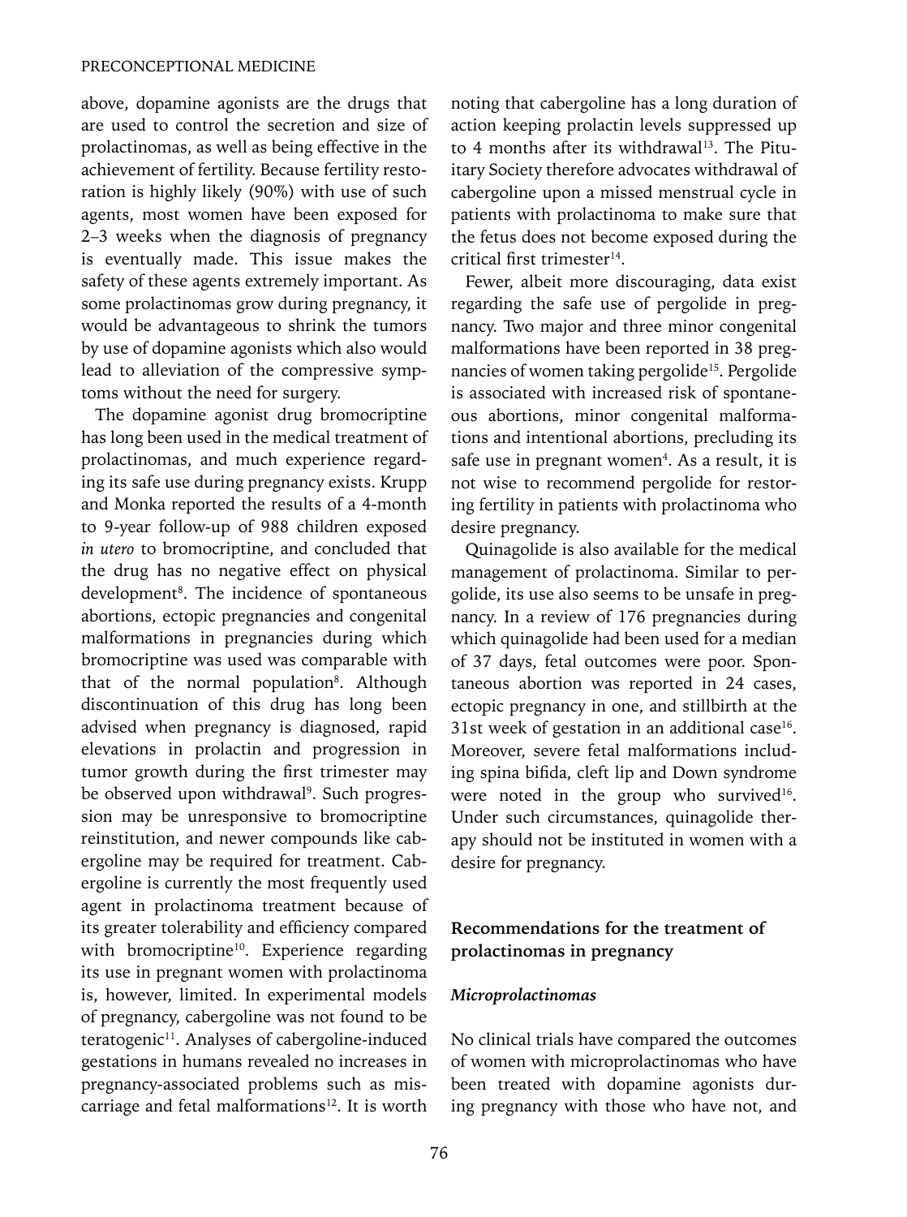above, dopamine agonists are the drugs that are used to control the secretion and size of prolactinomas, as well as being effective in the achievement of fertility. Because fertility restoration is highly likely (90%) with use of such agents, most women have been exposed for 2–3 weeks when the diagnosis of pregnancy is eventually made. This issue makes the safety of these agents extremely important. As some prolactinomas grow during pregnancy, it would be advantageous to shrink the tumors by use of dopamine agonists which also would lead to alleviation of the compressive symptoms without the need for surgery.

The dopamine agonist drug bromocriptine has long been used in the medical treatment of prolactinomas, and much experience regarding its safe use during pregnancy exists. Krupp and Monka reported the results of a 4-month to 9-year follow-up of 988 children exposed *in utero* to bromocriptine, and concluded that the drug has no negative effect on physical development[8]. The incidence of spontaneous abortions, ectopic pregnancies and congenital malformations in pregnancies during which bromocriptine was used was comparable with that of the normal population[8]. Although discontinuation of this drug has long been advised when pregnancy is diagnosed, rapid elevations in prolactin and progression in tumor growth during the first trimester may be observed upon withdrawal[9]. Such progression may be unresponsive to bromocriptine reinstitution, and newer compounds like cabergoline may be required for treatment. Cabergoline is currently the most frequently used agent in prolactinoma treatment because of its greater tolerability and efficiency compared with bromocriptine[10]. Experience regarding its use in pregnant women with prolactinoma is, however, limited. In experimental models of pregnancy, cabergoline was not found to be teratogenic[11]. Analyses of cabergoline-induced gestations in humans revealed no increases in pregnancy-associated problems such as miscarriage and fetal malformations[12]. It is worth noting that cabergoline has a long duration of action keeping prolactin levels suppressed up to 4 months after its withdrawal[13]. The Pituitary Society therefore advocates withdrawal of cabergoline upon a missed menstrual cycle in patients with prolactinoma to make sure that the fetus does not become exposed during the critical first trimester[14].

Fewer, albeit more discouraging, data exist regarding the safe use of pergolide in pregnancy. Two major and three minor congenital malformations have been reported in 38 pregnancies of women taking pergolide[15]. Pergolide is associated with increased risk of spontaneous abortions, minor congenital malformations and intentional abortions, precluding its safe use in pregnant women[4]. As a result, it is not wise to recommend pergolide for restoring fertility in patients with prolactinoma who desire pregnancy.

Quinagolide is also available for the medical management of prolactinoma. Similar to pergolide, its use also seems to be unsafe in pregnancy. In a review of 176 pregnancies during which quinagolide had been used for a median of 37 days, fetal outcomes were poor. Spontaneous abortion was reported in 24 cases, ectopic pregnancy in one, and stillbirth at the 31st week of gestation in an additional case[16]. Moreover, severe fetal malformations including spina bifida, cleft lip and Down syndrome were noted in the group who survived[16]. Under such circumstances, quinagolide therapy should not be instituted in women with a desire for pregnancy.

## Recommendations for the treatment of prolactinomas in pregnancy

### *Microprolactinomas*

No clinical trials have compared the outcomes of women with microprolactinomas who have been treated with dopamine agonists during pregnancy with those who have not, and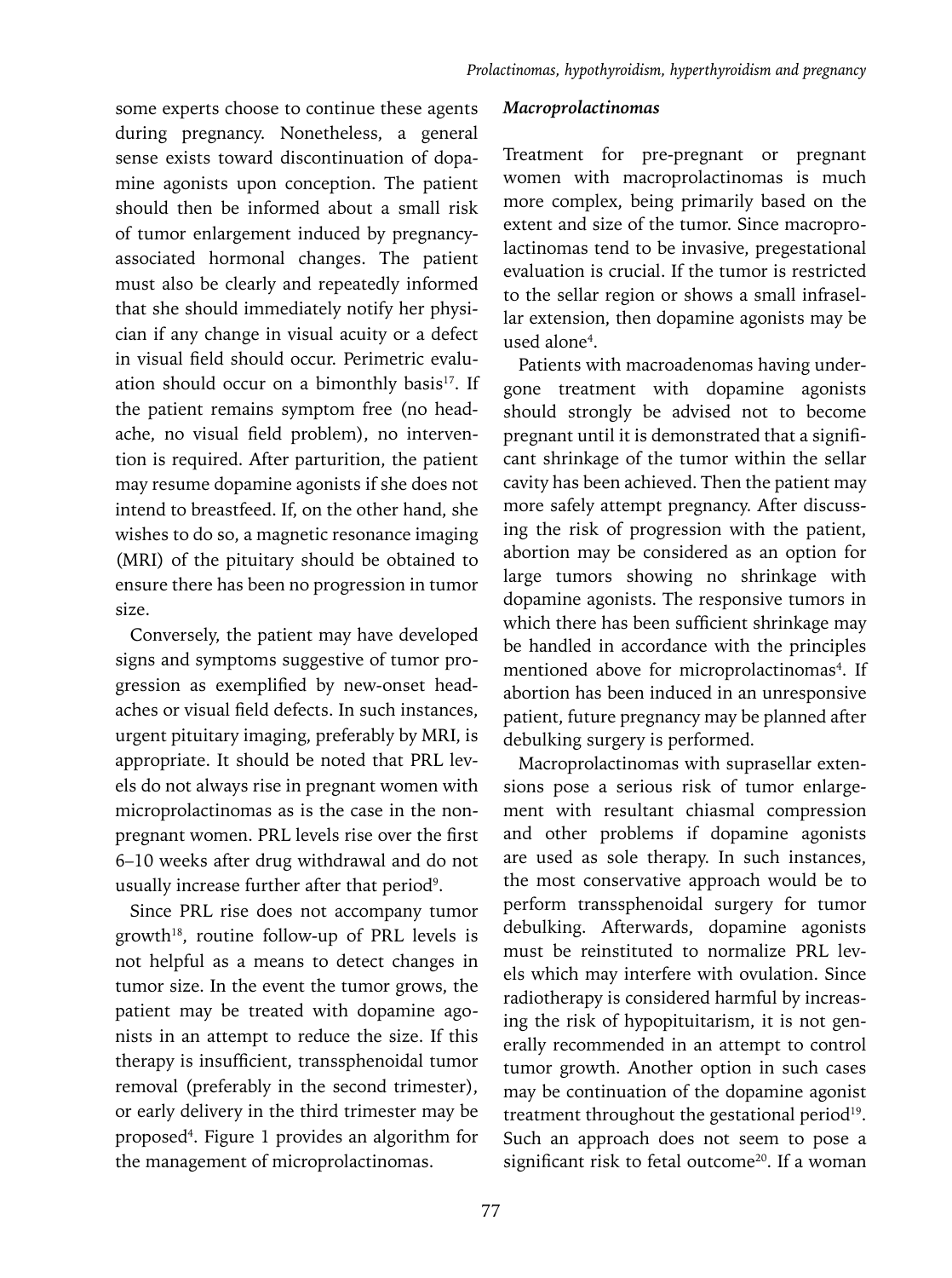some experts choose to continue these agents during pregnancy. Nonetheless, a general sense exists toward discontinuation of dopamine agonists upon conception. The patient should then be informed about a small risk of tumor enlargement induced by pregnancy-associated hormonal changes. The patient must also be clearly and repeatedly informed that she should immediately notify her physician if any change in visual acuity or a defect in visual field should occur. Perimetric evaluation should occur on a bimonthly basis[17]. If the patient remains symptom free (no headache, no visual field problem), no intervention is required. After parturition, the patient may resume dopamine agonists if she does not intend to breastfeed. If, on the other hand, she wishes to do so, a magnetic resonance imaging (MRI) of the pituitary should be obtained to ensure there has been no progression in tumor size.

Conversely, the patient may have developed signs and symptoms suggestive of tumor progression as exemplified by new-onset headaches or visual field defects. In such instances, urgent pituitary imaging, preferably by MRI, is appropriate. It should be noted that PRL levels do not always rise in pregnant women with microprolactinomas as is the case in the non-pregnant women. PRL levels rise over the first 6–10 weeks after drug withdrawal and do not usually increase further after that period[9].

Since PRL rise does not accompany tumor growth[18], routine follow-up of PRL levels is not helpful as a means to detect changes in tumor size. In the event the tumor grows, the patient may be treated with dopamine agonists in an attempt to reduce the size. If this therapy is insufficient, transsphenoidal tumor removal (preferably in the second trimester), or early delivery in the third trimester may be proposed[4]. Figure 1 provides an algorithm for the management of microprolactinomas.

### *Macroprolactinomas*

Treatment for pre-pregnant or pregnant women with macroprolactinomas is much more complex, being primarily based on the extent and size of the tumor. Since macroprolactinomas tend to be invasive, pregestational evaluation is crucial. If the tumor is restricted to the sellar region or shows a small infrasellar extension, then dopamine agonists may be used alone[4].

Patients with macroadenomas having undergone treatment with dopamine agonists should strongly be advised not to become pregnant until it is demonstrated that a significant shrinkage of the tumor within the sellar cavity has been achieved. Then the patient may more safely attempt pregnancy. After discussing the risk of progression with the patient, abortion may be considered as an option for large tumors showing no shrinkage with dopamine agonists. The responsive tumors in which there has been sufficient shrinkage may be handled in accordance with the principles mentioned above for microprolactinomas[4]. If abortion has been induced in an unresponsive patient, future pregnancy may be planned after debulking surgery is performed.

Macroprolactinomas with suprasellar extensions pose a serious risk of tumor enlargement with resultant chiasmal compression and other problems if dopamine agonists are used as sole therapy. In such instances, the most conservative approach would be to perform transsphenoidal surgery for tumor debulking. Afterwards, dopamine agonists must be reinstituted to normalize PRL levels which may interfere with ovulation. Since radiotherapy is considered harmful by increasing the risk of hypopituitarism, it is not generally recommended in an attempt to control tumor growth. Another option in such cases may be continuation of the dopamine agonist treatment throughout the gestational period[19]. Such an approach does not seem to pose a significant risk to fetal outcome[20]. If a woman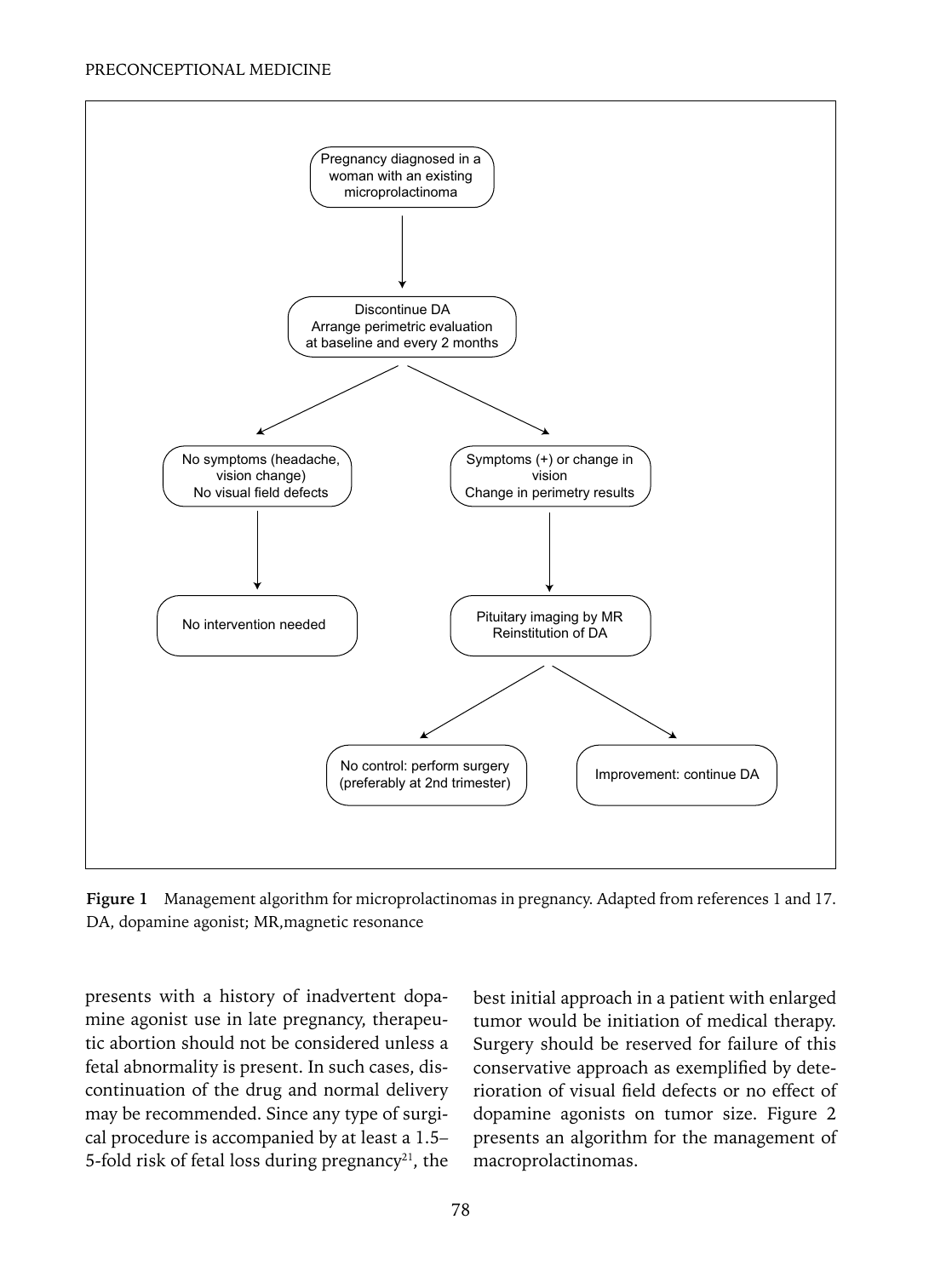Pregnancy diagnosed in a woman with an existing microprolactinoma

↓

Discontinue DA
Arrange perimetric evaluation at baseline and every 2 months

↓ ↓

- No symptoms (headache, vision change) No visual field defects → No intervention needed
- Symptoms (+) or change in vision Change in perimetry results → Pituitary imaging by MR Reinstitution of DA
  - No control: perform surgery (preferably at 2nd trimester)
  - Improvement: continue DA

**Figure 1** Management algorithm for microprolactinomas in pregnancy. Adapted from references 1 and 17. DA, dopamine agonist; MR,magnetic resonance

presents with a history of inadvertent dopamine agonist use in late pregnancy, therapeutic abortion should not be considered unless a fetal abnormality is present. In such cases, discontinuation of the drug and normal delivery may be recommended. Since any type of surgical procedure is accompanied by at least a 1.5–5-fold risk of fetal loss during pregnancy[21], the best initial approach in a patient with enlarged tumor would be initiation of medical therapy. Surgery should be reserved for failure of this conservative approach as exemplified by deterioration of visual field defects or no effect of dopamine agonists on tumor size. Figure 2 presents an algorithm for the management of macroprolactinomas.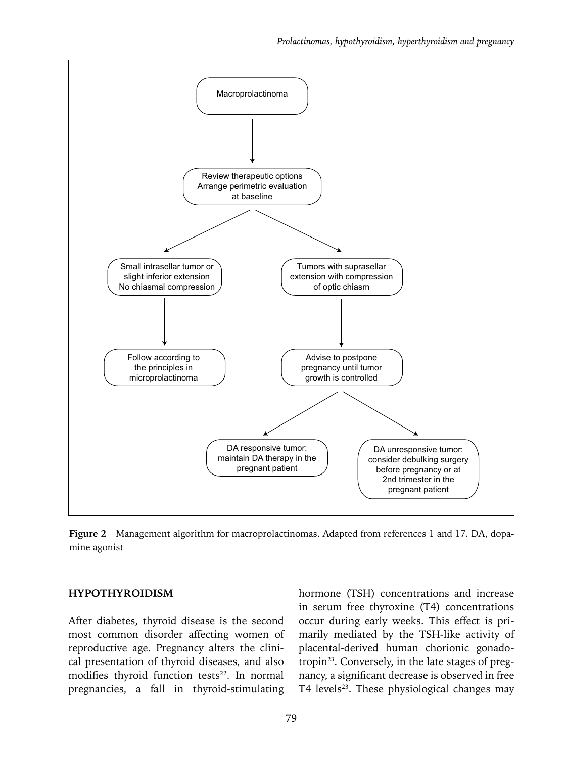Macroprolactinoma

↓

Review therapeutic options
Arrange perimetric evaluation at baseline

↙ ↘

| Small intrasellar tumor or slight inferior extension No chiasmal compression | Tumors with suprasellar extension with compression of optic chiasm |
|---|---|
| ↓ | ↓ |
| Follow according to the principles in microprolactinoma | Advise to postpone pregnancy until tumor growth is controlled |

↙ ↘

| DA responsive tumor: maintain DA therapy in the pregnant patient | DA unresponsive tumor: consider debulking surgery before pregnancy or at 2nd trimester in the pregnant patient |
|---|---|

**Figure 2** Management algorithm for macroprolactinomas. Adapted from references 1 and 17. DA, dopamine agonist

## HYPOTHYROIDISM

After diabetes, thyroid disease is the second most common disorder affecting women of reproductive age. Pregnancy alters the clinical presentation of thyroid diseases, and also modifies thyroid function tests[22]. In normal pregnancies, a fall in thyroid-stimulating hormone (TSH) concentrations and increase in serum free thyroxine (T4) concentrations occur during early weeks. This effect is primarily mediated by the TSH-like activity of placental-derived human chorionic gonadotropin[23]. Conversely, in the late stages of pregnancy, a significant decrease is observed in free T4 levels[23]. These physiological changes may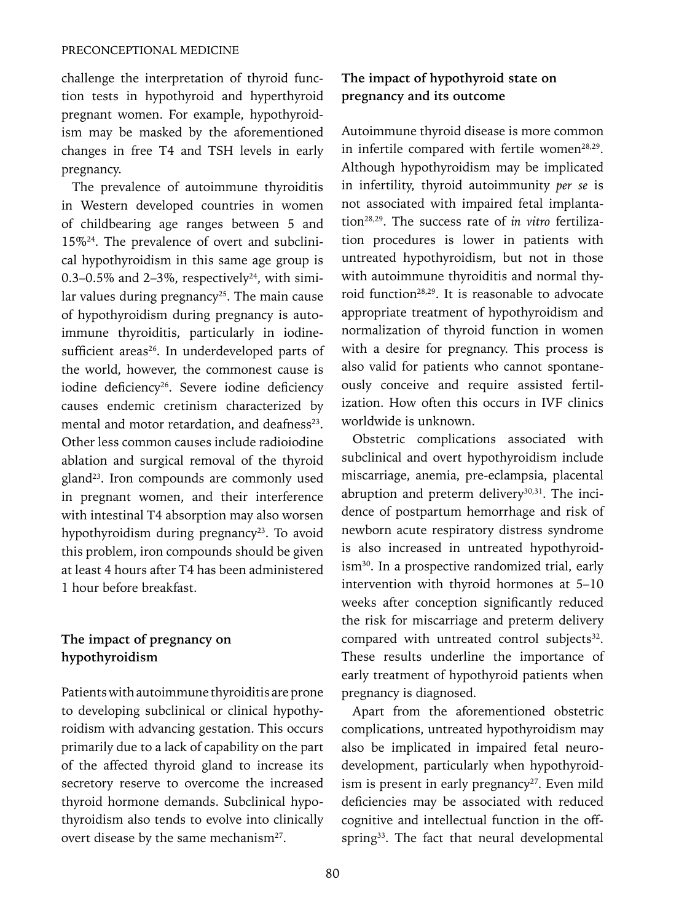challenge the interpretation of thyroid function tests in hypothyroid and hyperthyroid pregnant women. For example, hypothyroidism may be masked by the aforementioned changes in free T4 and TSH levels in early pregnancy.

The prevalence of autoimmune thyroiditis in Western developed countries in women of childbearing age ranges between 5 and 15%[24]. The prevalence of overt and subclinical hypothyroidism in this same age group is 0.3–0.5% and 2–3%, respectively[24], with similar values during pregnancy[25]. The main cause of hypothyroidism during pregnancy is autoimmune thyroiditis, particularly in iodine-sufficient areas[26]. In underdeveloped parts of the world, however, the commonest cause is iodine deficiency[26]. Severe iodine deficiency causes endemic cretinism characterized by mental and motor retardation, and deafness[23]. Other less common causes include radioiodine ablation and surgical removal of the thyroid gland[23]. Iron compounds are commonly used in pregnant women, and their interference with intestinal T4 absorption may also worsen hypothyroidism during pregnancy[23]. To avoid this problem, iron compounds should be given at least 4 hours after T4 has been administered 1 hour before breakfast.

## The impact of pregnancy on hypothyroidism

Patients with autoimmune thyroiditis are prone to developing subclinical or clinical hypothyroidism with advancing gestation. This occurs primarily due to a lack of capability on the part of the affected thyroid gland to increase its secretory reserve to overcome the increased thyroid hormone demands. Subclinical hypothyroidism also tends to evolve into clinically overt disease by the same mechanism[27].

## The impact of hypothyroid state on pregnancy and its outcome

Autoimmune thyroid disease is more common in infertile compared with fertile women[28,29]. Although hypothyroidism may be implicated in infertility, thyroid autoimmunity *per se* is not associated with impaired fetal implantation[28,29]. The success rate of *in vitro* fertilization procedures is lower in patients with untreated hypothyroidism, but not in those with autoimmune thyroiditis and normal thyroid function[28,29]. It is reasonable to advocate appropriate treatment of hypothyroidism and normalization of thyroid function in women with a desire for pregnancy. This process is also valid for patients who cannot spontaneously conceive and require assisted fertilization. How often this occurs in IVF clinics worldwide is unknown.

Obstetric complications associated with subclinical and overt hypothyroidism include miscarriage, anemia, pre-eclampsia, placental abruption and preterm delivery[30,31]. The incidence of postpartum hemorrhage and risk of newborn acute respiratory distress syndrome is also increased in untreated hypothyroidism[30]. In a prospective randomized trial, early intervention with thyroid hormones at 5–10 weeks after conception significantly reduced the risk for miscarriage and preterm delivery compared with untreated control subjects[32]. These results underline the importance of early treatment of hypothyroid patients when pregnancy is diagnosed.

Apart from the aforementioned obstetric complications, untreated hypothyroidism may also be implicated in impaired fetal neurodevelopment, particularly when hypothyroidism is present in early pregnancy[27]. Even mild deficiencies may be associated with reduced cognitive and intellectual function in the offspring[33]. The fact that neural developmental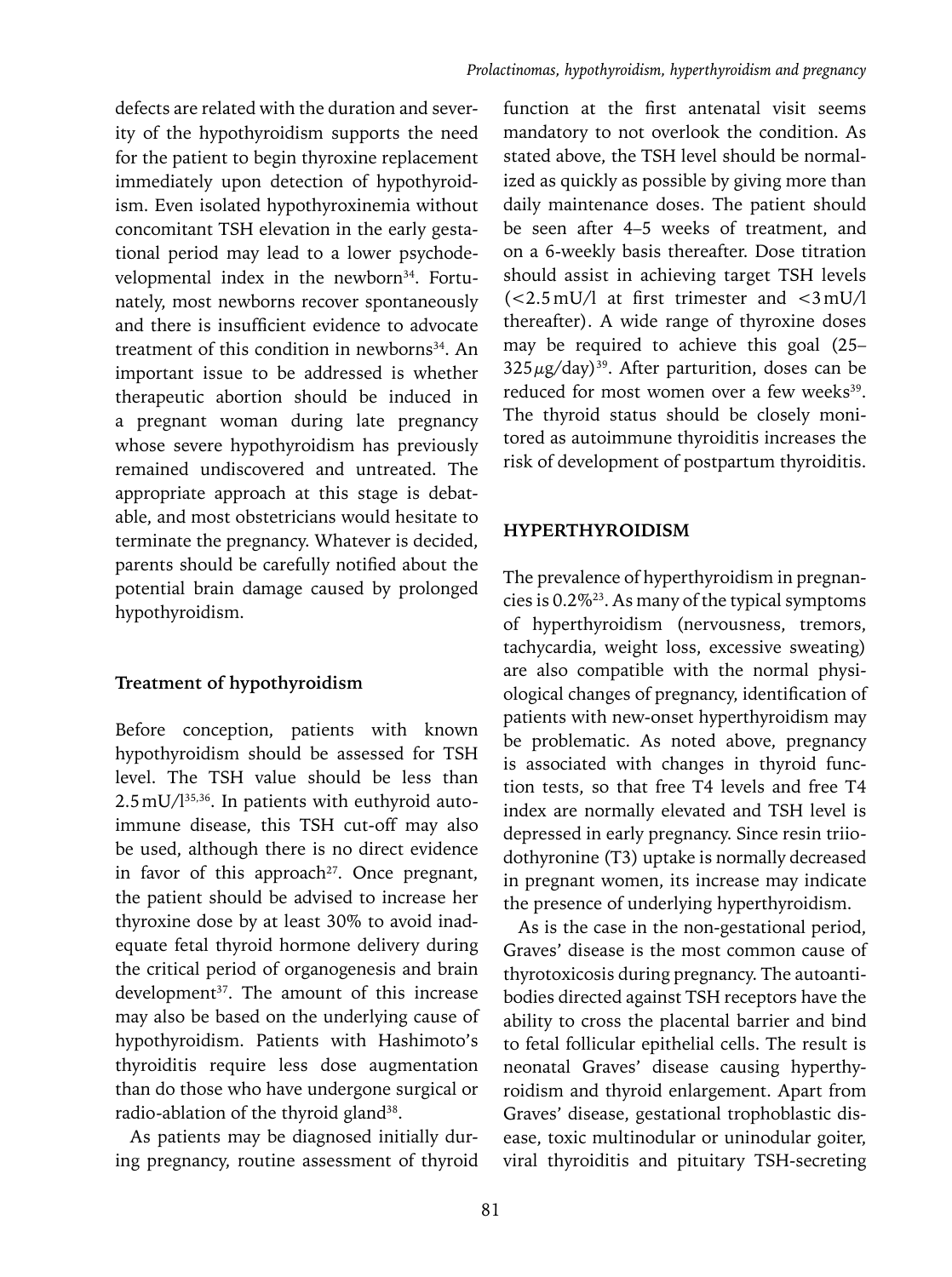defects are related with the duration and severity of the hypothyroidism supports the need for the patient to begin thyroxine replacement immediately upon detection of hypothyroidism. Even isolated hypothyroxinemia without concomitant TSH elevation in the early gestational period may lead to a lower psychodevelopmental index in the newborn[34]. Fortunately, most newborns recover spontaneously and there is insufficient evidence to advocate treatment of this condition in newborns[34]. An important issue to be addressed is whether therapeutic abortion should be induced in a pregnant woman during late pregnancy whose severe hypothyroidism has previously remained undiscovered and untreated. The appropriate approach at this stage is debatable, and most obstetricians would hesitate to terminate the pregnancy. Whatever is decided, parents should be carefully notified about the potential brain damage caused by prolonged hypothyroidism.

### Treatment of hypothyroidism

Before conception, patients with known hypothyroidism should be assessed for TSH level. The TSH value should be less than 2.5 mU/l[35,36]. In patients with euthyroid autoimmune disease, this TSH cut-off may also be used, although there is no direct evidence in favor of this approach[27]. Once pregnant, the patient should be advised to increase her thyroxine dose by at least 30% to avoid inadequate fetal thyroid hormone delivery during the critical period of organogenesis and brain development[37]. The amount of this increase may also be based on the underlying cause of hypothyroidism. Patients with Hashimoto's thyroiditis require less dose augmentation than do those who have undergone surgical or radio-ablation of the thyroid gland[38].

As patients may be diagnosed initially during pregnancy, routine assessment of thyroid function at the first antenatal visit seems mandatory to not overlook the condition. As stated above, the TSH level should be normalized as quickly as possible by giving more than daily maintenance doses. The patient should be seen after 4–5 weeks of treatment, and on a 6-weekly basis thereafter. Dose titration should assist in achieving target TSH levels (<2.5 mU/l at first trimester and <3 mU/l thereafter). A wide range of thyroxine doses may be required to achieve this goal (25–325 $\mu$g/day)[39]. After parturition, doses can be reduced for most women over a few weeks[39]. The thyroid status should be closely monitored as autoimmune thyroiditis increases the risk of development of postpartum thyroiditis.

## HYPERTHYROIDISM

The prevalence of hyperthyroidism in pregnancies is 0.2%[23]. As many of the typical symptoms of hyperthyroidism (nervousness, tremors, tachycardia, weight loss, excessive sweating) are also compatible with the normal physiological changes of pregnancy, identification of patients with new-onset hyperthyroidism may be problematic. As noted above, pregnancy is associated with changes in thyroid function tests, so that free T4 levels and free T4 index are normally elevated and TSH level is depressed in early pregnancy. Since resin triiodothyronine (T3) uptake is normally decreased in pregnant women, its increase may indicate the presence of underlying hyperthyroidism.

As is the case in the non-gestational period, Graves' disease is the most common cause of thyrotoxicosis during pregnancy. The autoantibodies directed against TSH receptors have the ability to cross the placental barrier and bind to fetal follicular epithelial cells. The result is neonatal Graves' disease causing hyperthyroidism and thyroid enlargement. Apart from Graves' disease, gestational trophoblastic disease, toxic multinodular or uninodular goiter, viral thyroiditis and pituitary TSH-secreting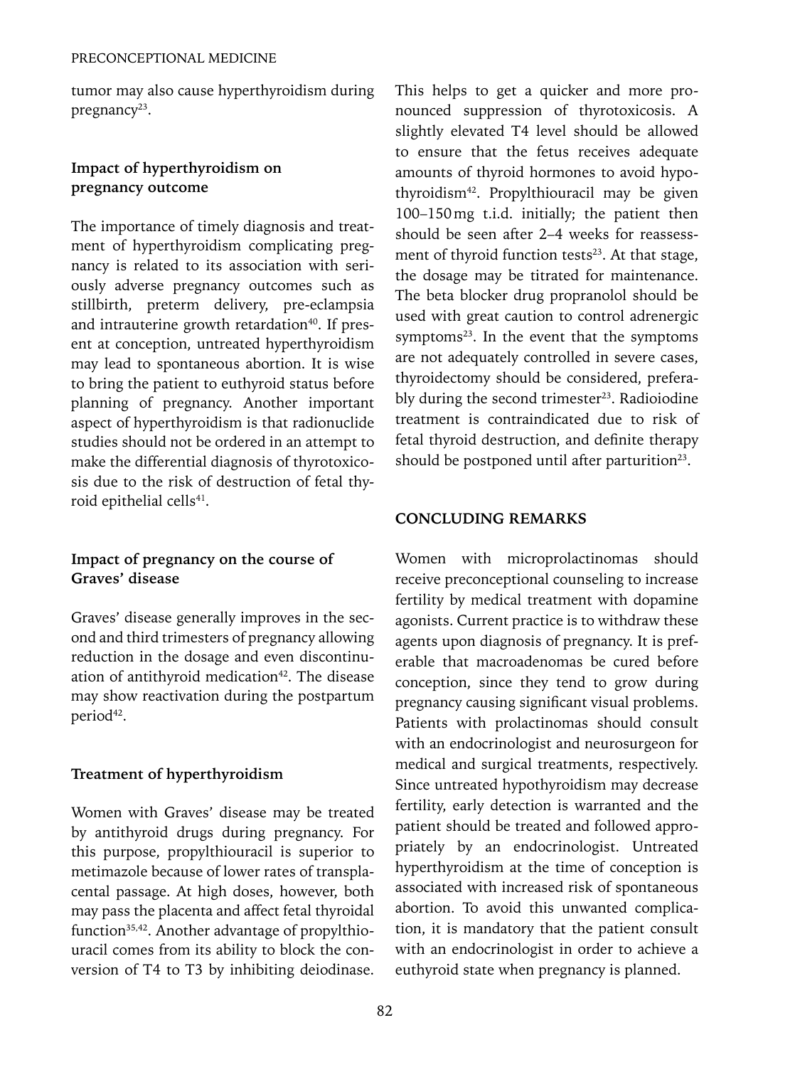tumor may also cause hyperthyroidism during pregnancy[23].

### Impact of hyperthyroidism on pregnancy outcome

The importance of timely diagnosis and treatment of hyperthyroidism complicating pregnancy is related to its association with seriously adverse pregnancy outcomes such as stillbirth, preterm delivery, pre-eclampsia and intrauterine growth retardation[40]. If present at conception, untreated hyperthyroidism may lead to spontaneous abortion. It is wise to bring the patient to euthyroid status before planning of pregnancy. Another important aspect of hyperthyroidism is that radionuclide studies should not be ordered in an attempt to make the differential diagnosis of thyrotoxicosis due to the risk of destruction of fetal thyroid epithelial cells[41].

### Impact of pregnancy on the course of Graves' disease

Graves' disease generally improves in the second and third trimesters of pregnancy allowing reduction in the dosage and even discontinuation of antithyroid medication[42]. The disease may show reactivation during the postpartum period[42].

### Treatment of hyperthyroidism

Women with Graves' disease may be treated by antithyroid drugs during pregnancy. For this purpose, propylthiouracil is superior to metimazole because of lower rates of transplacental passage. At high doses, however, both may pass the placenta and affect fetal thyroidal function[35,42]. Another advantage of propylthiouracil comes from its ability to block the conversion of T4 to T3 by inhibiting deiodinase. This helps to get a quicker and more pronounced suppression of thyrotoxicosis. A slightly elevated T4 level should be allowed to ensure that the fetus receives adequate amounts of thyroid hormones to avoid hypothyroidism[42]. Propylthiouracil may be given 100–150 mg t.i.d. initially; the patient then should be seen after 2–4 weeks for reassessment of thyroid function tests[23]. At that stage, the dosage may be titrated for maintenance. The beta blocker drug propranolol should be used with great caution to control adrenergic symptoms[23]. In the event that the symptoms are not adequately controlled in severe cases, thyroidectomy should be considered, preferably during the second trimester[23]. Radioiodine treatment is contraindicated due to risk of fetal thyroid destruction, and definite therapy should be postponed until after parturition[23].

## CONCLUDING REMARKS

Women with microprolactinomas should receive preconceptional counseling to increase fertility by medical treatment with dopamine agonists. Current practice is to withdraw these agents upon diagnosis of pregnancy. It is preferable that macroadenomas be cured before conception, since they tend to grow during pregnancy causing significant visual problems. Patients with prolactinomas should consult with an endocrinologist and neurosurgeon for medical and surgical treatments, respectively. Since untreated hypothyroidism may decrease fertility, early detection is warranted and the patient should be treated and followed appropriately by an endocrinologist. Untreated hyperthyroidism at the time of conception is associated with increased risk of spontaneous abortion. To avoid this unwanted complication, it is mandatory that the patient consult with an endocrinologist in order to achieve a euthyroid state when pregnancy is planned.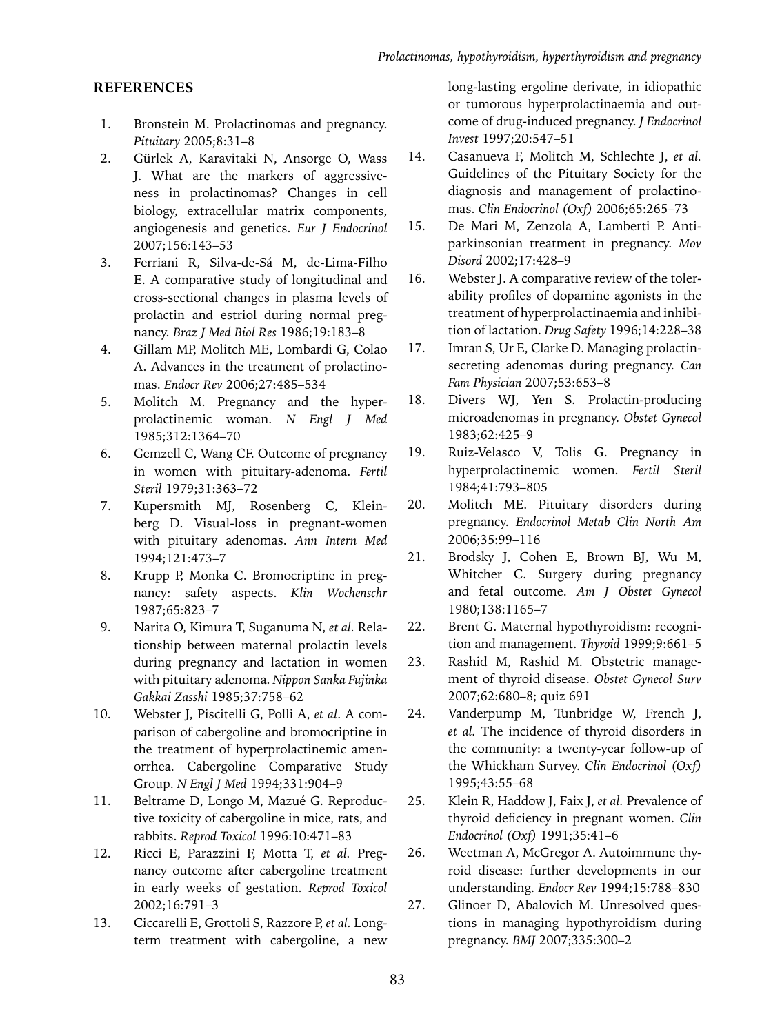## REFERENCES

1. Bronstein M. Prolactinomas and pregnancy. *Pituitary* 2005;8:31–8
2. Gürlek A, Karavitaki N, Ansorge O, Wass J. What are the markers of aggressiveness in prolactinomas? Changes in cell biology, extracellular matrix components, angiogenesis and genetics. *Eur J Endocrinol* 2007;156:143–53
3. Ferriani R, Silva-de-Sá M, de-Lima-Filho E. A comparative study of longitudinal and cross-sectional changes in plasma levels of prolactin and estriol during normal pregnancy. *Braz J Med Biol Res* 1986;19:183–8
4. Gillam MP, Molitch ME, Lombardi G, Colao A. Advances in the treatment of prolactinomas. *Endocr Rev* 2006;27:485–534
5. Molitch M. Pregnancy and the hyperprolactinemic woman. *N Engl J Med* 1985;312:1364–70
6. Gemzell C, Wang CF. Outcome of pregnancy in women with pituitary-adenoma. *Fertil Steril* 1979;31:363–72
7. Kupersmith MJ, Rosenberg C, Kleinberg D. Visual-loss in pregnant-women with pituitary adenomas. *Ann Intern Med* 1994;121:473–7
8. Krupp P, Monka C. Bromocriptine in pregnancy: safety aspects. *Klin Wochenschr* 1987;65:823–7
9. Narita O, Kimura T, Suganuma N, *et al.* Relationship between maternal prolactin levels during pregnancy and lactation in women with pituitary adenoma. *Nippon Sanka Fujinka Gakkai Zasshi* 1985;37:758–62
10. Webster J, Piscitelli G, Polli A, *et al*. A comparison of cabergoline and bromocriptine in the treatment of hyperprolactinemic amenorrhea. Cabergoline Comparative Study Group. *N Engl J Med* 1994;331:904–9
11. Beltrame D, Longo M, Mazué G. Reproductive toxicity of cabergoline in mice, rats, and rabbits. *Reprod Toxicol* 1996:10:471–83
12. Ricci E, Parazzini F, Motta T, *et al.* Pregnancy outcome after cabergoline treatment in early weeks of gestation. *Reprod Toxicol* 2002;16:791–3
13. Ciccarelli E, Grottoli S, Razzore P, *et al.* Long-term treatment with cabergoline, a new long-lasting ergoline derivate, in idiopathic or tumorous hyperprolactinaemia and outcome of drug-induced pregnancy. *J Endocrinol Invest* 1997;20:547–51
14. Casanueva F, Molitch M, Schlechte J, *et al.* Guidelines of the Pituitary Society for the diagnosis and management of prolactinomas. *Clin Endocrinol (Oxf)* 2006;65:265–73
15. De Mari M, Zenzola A, Lamberti P. Antiparkinsonian treatment in pregnancy. *Mov Disord* 2002;17:428–9
16. Webster J. A comparative review of the tolerability profiles of dopamine agonists in the treatment of hyperprolactinaemia and inhibition of lactation. *Drug Safety* 1996;14:228–38
17. Imran S, Ur E, Clarke D. Managing prolactin-secreting adenomas during pregnancy. *Can Fam Physician* 2007;53:653–8
18. Divers WJ, Yen S. Prolactin-producing microadenomas in pregnancy. *Obstet Gynecol* 1983;62:425–9
19. Ruiz-Velasco V, Tolis G. Pregnancy in hyperprolactinemic women. *Fertil Steril* 1984;41:793–805
20. Molitch ME. Pituitary disorders during pregnancy. *Endocrinol Metab Clin North Am* 2006;35:99–116
21. Brodsky J, Cohen E, Brown BJ, Wu M, Whitcher C. Surgery during pregnancy and fetal outcome. *Am J Obstet Gynecol* 1980;138:1165–7
22. Brent G. Maternal hypothyroidism: recognition and management. *Thyroid* 1999;9:661–5
23. Rashid M, Rashid M. Obstetric management of thyroid disease. *Obstet Gynecol Surv* 2007;62:680–8; quiz 691
24. Vanderpump M, Tunbridge W, French J, *et al.* The incidence of thyroid disorders in the community: a twenty-year follow-up of the Whickham Survey. *Clin Endocrinol (Oxf)* 1995;43:55–68
25. Klein R, Haddow J, Faix J, *et al.* Prevalence of thyroid deficiency in pregnant women. *Clin Endocrinol (Oxf)* 1991;35:41–6
26. Weetman A, McGregor A. Autoimmune thyroid disease: further developments in our understanding. *Endocr Rev* 1994;15:788–830
27. Glinoer D, Abalovich M. Unresolved questions in managing hypothyroidism during pregnancy. *BMJ* 2007;335:300–2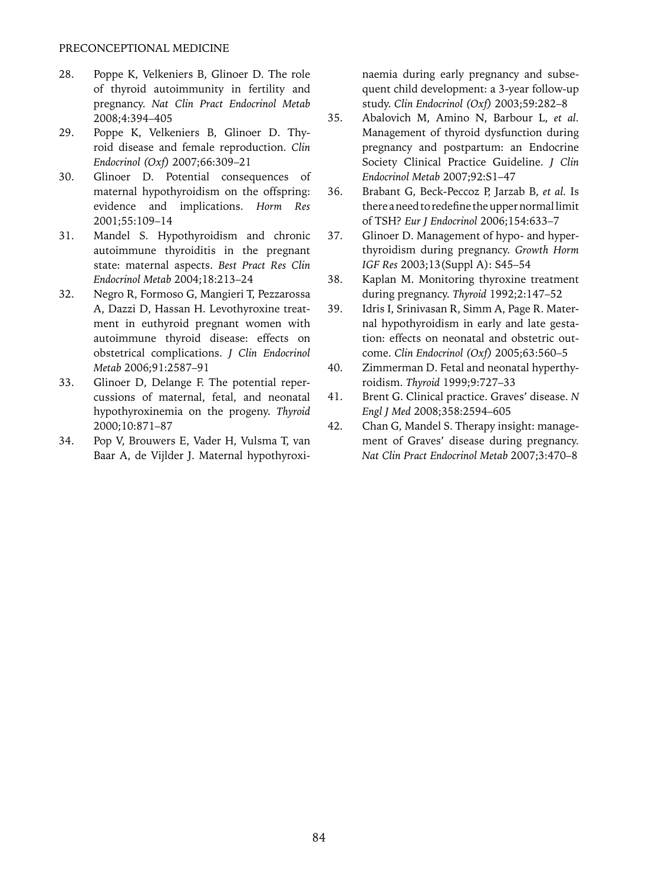28. Poppe K, Velkeniers B, Glinoer D. The role of thyroid autoimmunity in fertility and pregnancy. *Nat Clin Pract Endocrinol Metab* 2008;4:394–405
29. Poppe K, Velkeniers B, Glinoer D. Thyroid disease and female reproduction. *Clin Endocrinol (Oxf)* 2007;66:309–21
30. Glinoer D. Potential consequences of maternal hypothyroidism on the offspring: evidence and implications. *Horm Res* 2001;55:109–14
31. Mandel S. Hypothyroidism and chronic autoimmune thyroiditis in the pregnant state: maternal aspects. *Best Pract Res Clin Endocrinol Metab* 2004;18:213–24
32. Negro R, Formoso G, Mangieri T, Pezzarossa A, Dazzi D, Hassan H. Levothyroxine treatment in euthyroid pregnant women with autoimmune thyroid disease: effects on obstetrical complications. *J Clin Endocrinol Metab* 2006;91:2587–91
33. Glinoer D, Delange F. The potential repercussions of maternal, fetal, and neonatal hypothyroxinemia on the progeny. *Thyroid* 2000;10:871–87
34. Pop V, Brouwers E, Vader H, Vulsma T, van Baar A, de Vijlder J. Maternal hypothyroxinaemia during early pregnancy and subsequent child development: a 3-year follow-up study. *Clin Endocrinol (Oxf)* 2003;59:282–8
35. Abalovich M, Amino N, Barbour L, *et al*. Management of thyroid dysfunction during pregnancy and postpartum: an Endocrine Society Clinical Practice Guideline. *J Clin Endocrinol Metab* 2007;92:S1–47
36. Brabant G, Beck-Peccoz P, Jarzab B, *et al*. Is there a need to redefine the upper normal limit of TSH? *Eur J Endocrinol* 2006;154:633–7
37. Glinoer D. Management of hypo- and hyperthyroidism during pregnancy. *Growth Horm IGF Res* 2003;13(Suppl A): S45–54
38. Kaplan M. Monitoring thyroxine treatment during pregnancy. *Thyroid* 1992;2:147–52
39. Idris I, Srinivasan R, Simm A, Page R. Maternal hypothyroidism in early and late gestation: effects on neonatal and obstetric outcome. *Clin Endocrinol (Oxf)* 2005;63:560–5
40. Zimmerman D. Fetal and neonatal hyperthyroidism. *Thyroid* 1999;9:727–33
41. Brent G. Clinical practice. Graves' disease. *N Engl J Med* 2008;358:2594–605
42. Chan G, Mandel S. Therapy insight: management of Graves' disease during pregnancy. *Nat Clin Pract Endocrinol Metab* 2007;3:470–8